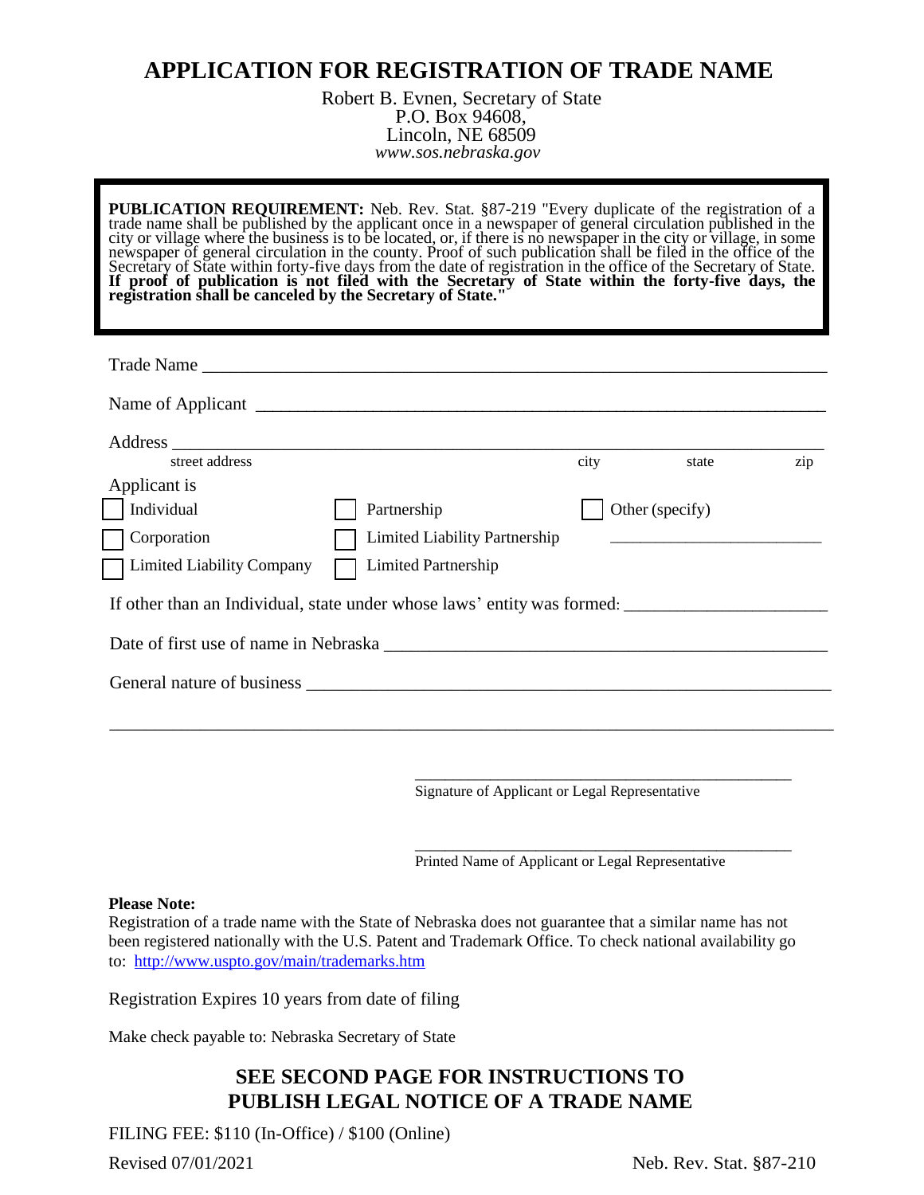# APPLICATION FOR REGISTRATION OF TRADE NAME

Robert B. Evnen, Secretary of State
P.O. Box 94608,
Lincoln, NE 68509
*www.sos.nebraska.gov*

**PUBLICATION REQUIREMENT:** Neb. Rev. Stat. §87-219 "Every duplicate of the registration of a trade name shall be published by the applicant once in a newspaper of general circulation published in the city or village where the business is to be located, or, if there is no newspaper in the city or village, in some newspaper of general circulation in the county. Proof of such publication shall be filed in the office of the Secretary of State within forty-five days from the date of registration in the office of the Secretary of State. **If proof of publication is not filed with the Secretary of State within the forty-five days, the registration shall be canceled by the Secretary of State."**

Trade Name ____________________________________________________________

Name of Applicant ______________________________________________________

Address ________________________________________________________________
street address                                        city          state          zip

Applicant is

☐ Individual    ☐ Partnership    ☐ Other (specify)

☐ Corporation    ☐ Limited Liability Partnership    ____________________

☐ Limited Liability Company    ☐ Limited Partnership

If other than an Individual, state under whose laws' entity was formed: ____________________

Date of first use of name in Nebraska __________________________________________

General nature of business ____________________________________________________

________________________________________________________________________

________________________________________
Signature of Applicant or Legal Representative

________________________________________
Printed Name of Applicant or Legal Representative

**Please Note:**
Registration of a trade name with the State of Nebraska does not guarantee that a similar name has not been registered nationally with the U.S. Patent and Trademark Office. To check national availability go to: [http://www.uspto.gov/main/trademarks.htm](http://www.uspto.gov/main/trademarks.htm)

Registration Expires 10 years from date of filing

Make check payable to: Nebraska Secretary of State

## SEE SECOND PAGE FOR INSTRUCTIONS TO PUBLISH LEGAL NOTICE OF A TRADE NAME

FILING FEE: $110 (In-Office) / $100 (Online)

Revised 07/01/2021                                        Neb. Rev. Stat. §87-210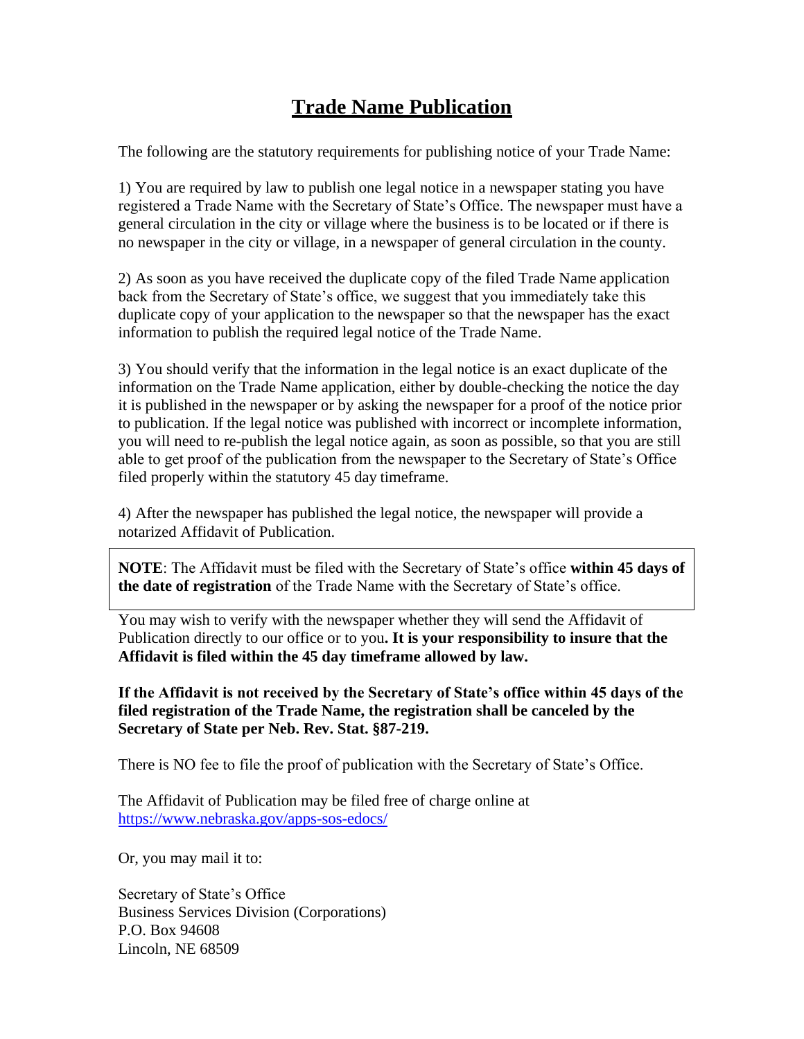# Trade Name Publication

The following are the statutory requirements for publishing notice of your Trade Name:

1) You are required by law to publish one legal notice in a newspaper stating you have registered a Trade Name with the Secretary of State's Office. The newspaper must have a general circulation in the city or village where the business is to be located or if there is no newspaper in the city or village, in a newspaper of general circulation in the county.

2) As soon as you have received the duplicate copy of the filed Trade Name application back from the Secretary of State's office, we suggest that you immediately take this duplicate copy of your application to the newspaper so that the newspaper has the exact information to publish the required legal notice of the Trade Name.

3) You should verify that the information in the legal notice is an exact duplicate of the information on the Trade Name application, either by double-checking the notice the day it is published in the newspaper or by asking the newspaper for a proof of the notice prior to publication. If the legal notice was published with incorrect or incomplete information, you will need to re-publish the legal notice again, as soon as possible, so that you are still able to get proof of the publication from the newspaper to the Secretary of State's Office filed properly within the statutory 45 day timeframe.

4) After the newspaper has published the legal notice, the newspaper will provide a notarized Affidavit of Publication.

**NOTE**: The Affidavit must be filed with the Secretary of State's office **within 45 days of the date of registration** of the Trade Name with the Secretary of State's office.

You may wish to verify with the newspaper whether they will send the Affidavit of Publication directly to our office or to you**. It is your responsibility to insure that the Affidavit is filed within the 45 day timeframe allowed by law.**

**If the Affidavit is not received by the Secretary of State's office within 45 days of the filed registration of the Trade Name, the registration shall be canceled by the Secretary of State per Neb. Rev. Stat. §87-219.**

There is NO fee to file the proof of publication with the Secretary of State's Office.

The Affidavit of Publication may be filed free of charge online at https://www.nebraska.gov/apps-sos-edocs/

Or, you may mail it to:

Secretary of State's Office
Business Services Division (Corporations)
P.O. Box 94608
Lincoln, NE 68509